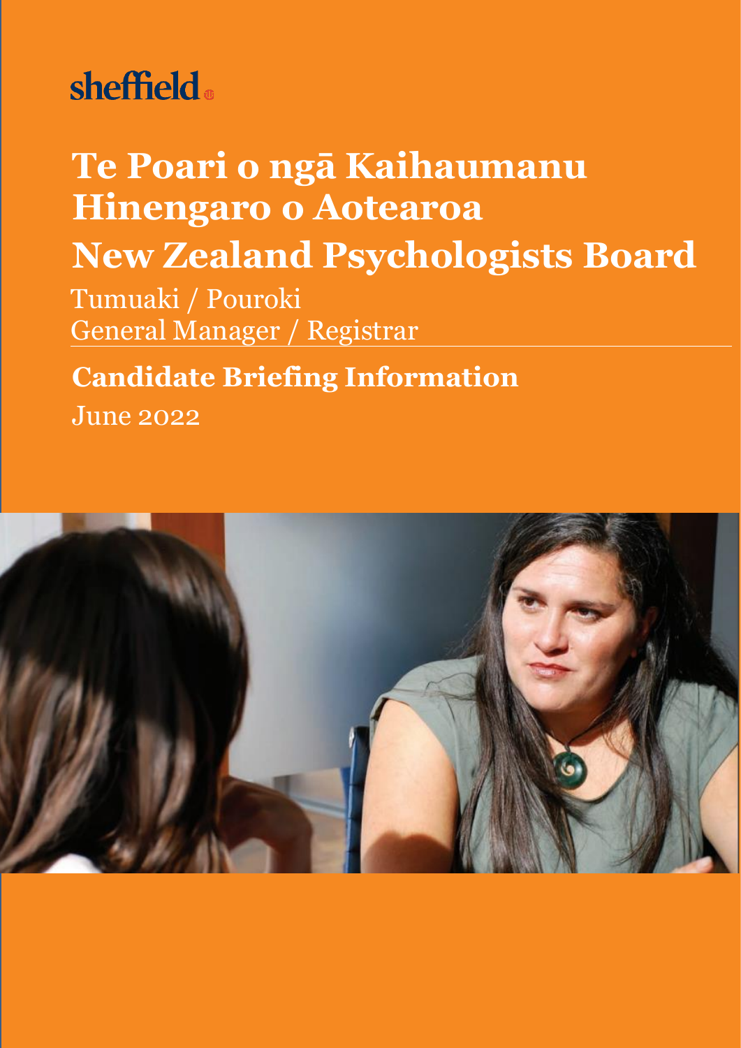sheffield

# Te Poari o ngā Kaihaumanu Hinengaro o Aotearoa

# New Zealand Psychologists Board

Tumuaki / Pouroki

General Manager / Registrar

## Candidate Briefing Information

June 2022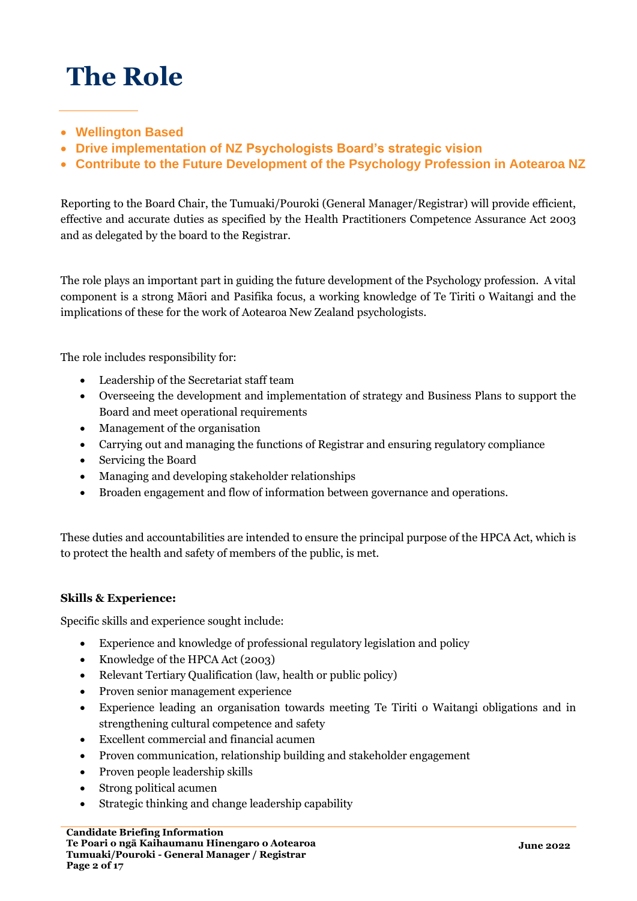# The Role

- **Wellington Based**
- **Drive implementation of NZ Psychologists Board's strategic vision**
- **Contribute to the Future Development of the Psychology Profession in Aotearoa NZ**

Reporting to the Board Chair, the Tumuaki/Pouroki (General Manager/Registrar) will provide efficient, effective and accurate duties as specified by the Health Practitioners Competence Assurance Act 2003 and as delegated by the board to the Registrar.

The role plays an important part in guiding the future development of the Psychology profession. A vital component is a strong Māori and Pasifika focus, a working knowledge of Te Tiriti o Waitangi and the implications of these for the work of Aotearoa New Zealand psychologists.

The role includes responsibility for:

- Leadership of the Secretariat staff team
- Overseeing the development and implementation of strategy and Business Plans to support the Board and meet operational requirements
- Management of the organisation
- Carrying out and managing the functions of Registrar and ensuring regulatory compliance
- Servicing the Board
- Managing and developing stakeholder relationships
- Broaden engagement and flow of information between governance and operations.

These duties and accountabilities are intended to ensure the principal purpose of the HPCA Act, which is to protect the health and safety of members of the public, is met.

**Skills & Experience:**

Specific skills and experience sought include:

- Experience and knowledge of professional regulatory legislation and policy
- Knowledge of the HPCA Act (2003)
- Relevant Tertiary Qualification (law, health or public policy)
- Proven senior management experience
- Experience leading an organisation towards meeting Te Tiriti o Waitangi obligations and in strengthening cultural competence and safety
- Excellent commercial and financial acumen
- Proven communication, relationship building and stakeholder engagement
- Proven people leadership skills
- Strong political acumen
- Strategic thinking and change leadership capability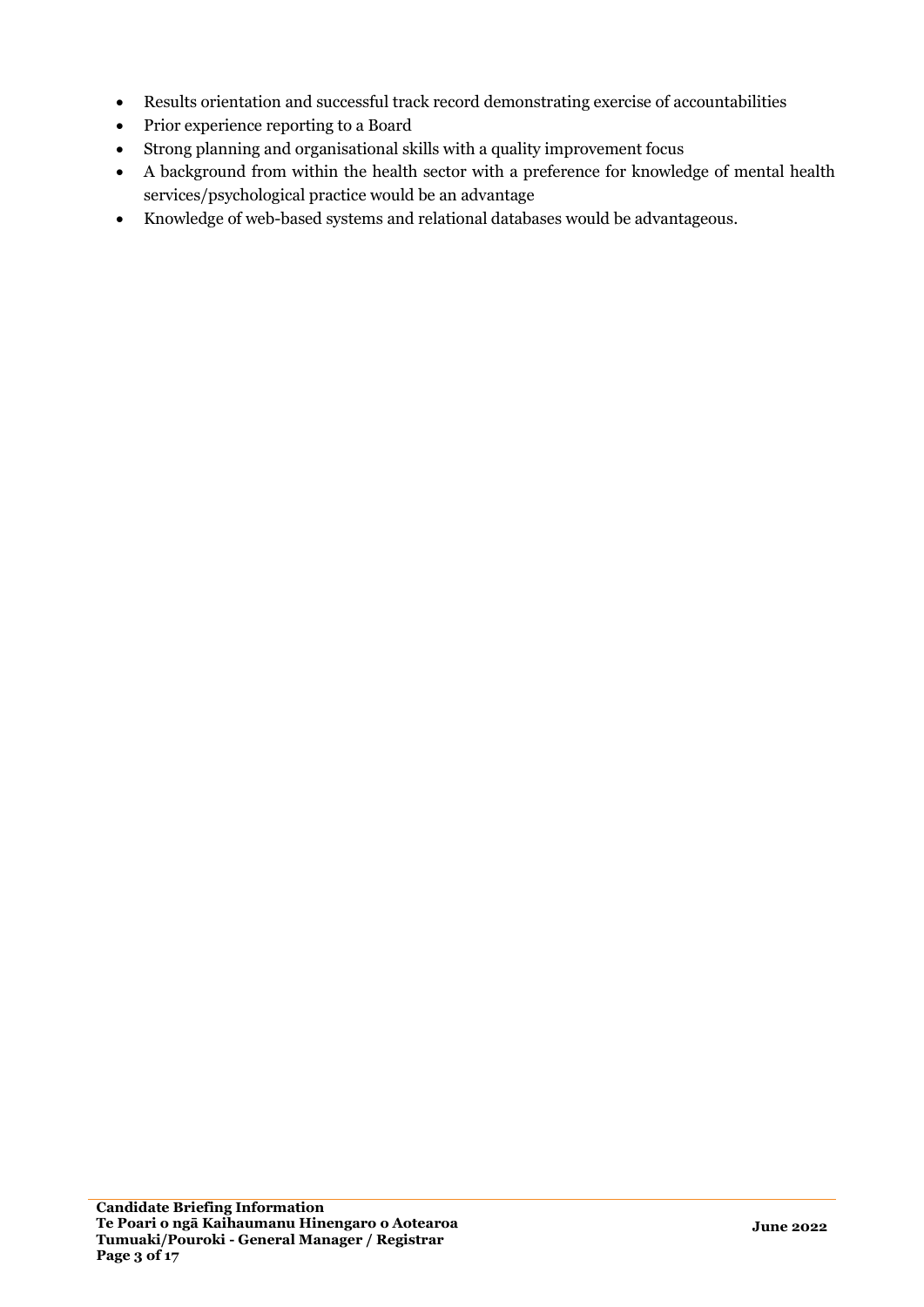- Results orientation and successful track record demonstrating exercise of accountabilities
- Prior experience reporting to a Board
- Strong planning and organisational skills with a quality improvement focus
- A background from within the health sector with a preference for knowledge of mental health services/psychological practice would be an advantage
- Knowledge of web-based systems and relational databases would be advantageous.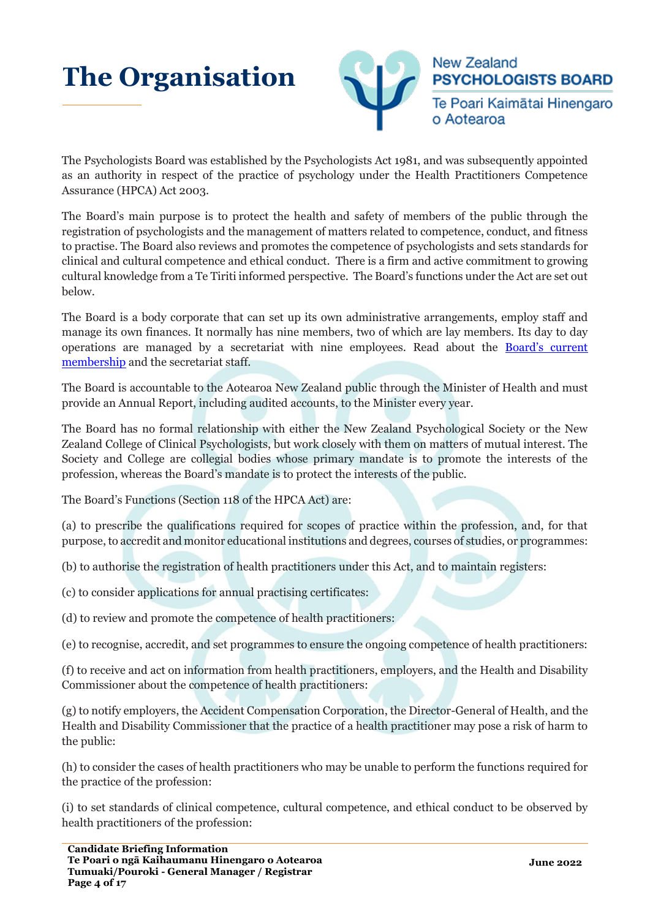# The Organisation

The Psychologists Board was established by the Psychologists Act 1981, and was subsequently appointed as an authority in respect of the practice of psychology under the Health Practitioners Competence Assurance (HPCA) Act 2003.

The Board's main purpose is to protect the health and safety of members of the public through the registration of psychologists and the management of matters related to competence, conduct, and fitness to practise. The Board also reviews and promotes the competence of psychologists and sets standards for clinical and cultural competence and ethical conduct. There is a firm and active commitment to growing cultural knowledge from a Te Tiriti informed perspective. The Board's functions under the Act are set out below.

The Board is a body corporate that can set up its own administrative arrangements, employ staff and manage its own finances. It normally has nine members, two of which are lay members. Its day to day operations are managed by a secretariat with nine employees. Read about the [Board's current membership]() and the secretariat staff.

The Board is accountable to the Aotearoa New Zealand public through the Minister of Health and must provide an Annual Report, including audited accounts, to the Minister every year.

The Board has no formal relationship with either the New Zealand Psychological Society or the New Zealand College of Clinical Psychologists, but work closely with them on matters of mutual interest. The Society and College are collegial bodies whose primary mandate is to promote the interests of the profession, whereas the Board's mandate is to protect the interests of the public.

The Board's Functions (Section 118 of the HPCA Act) are:

(a) to prescribe the qualifications required for scopes of practice within the profession, and, for that purpose, to accredit and monitor educational institutions and degrees, courses of studies, or programmes:

(b) to authorise the registration of health practitioners under this Act, and to maintain registers:

(c) to consider applications for annual practising certificates:

(d) to review and promote the competence of health practitioners:

(e) to recognise, accredit, and set programmes to ensure the ongoing competence of health practitioners:

(f) to receive and act on information from health practitioners, employers, and the Health and Disability Commissioner about the competence of health practitioners:

(g) to notify employers, the Accident Compensation Corporation, the Director-General of Health, and the Health and Disability Commissioner that the practice of a health practitioner may pose a risk of harm to the public:

(h) to consider the cases of health practitioners who may be unable to perform the functions required for the practice of the profession:

(i) to set standards of clinical competence, cultural competence, and ethical conduct to be observed by health practitioners of the profession: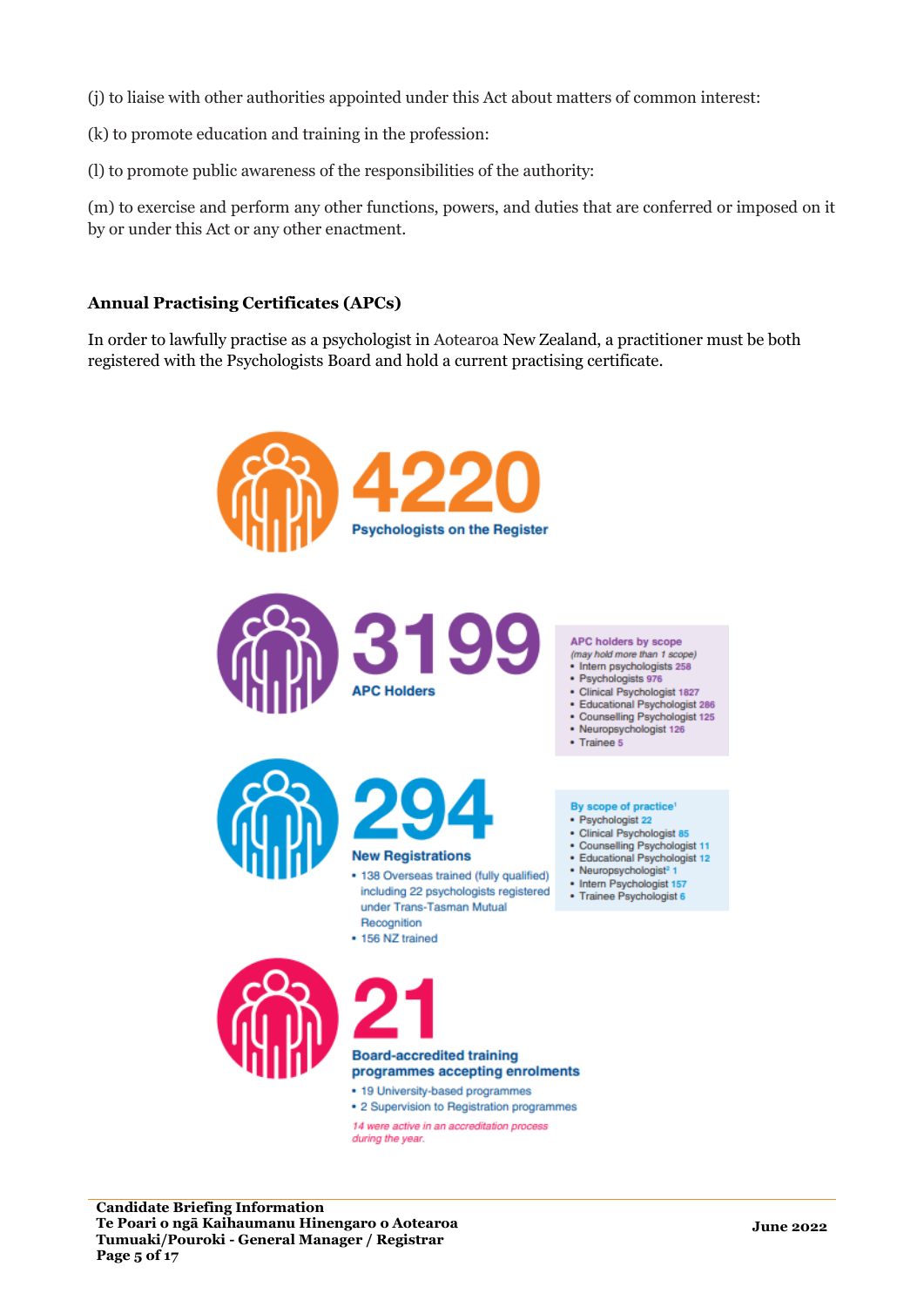(j) to liaise with other authorities appointed under this Act about matters of common interest:

(k) to promote education and training in the profession:

(l) to promote public awareness of the responsibilities of the authority:

(m) to exercise and perform any other functions, powers, and duties that are conferred or imposed on it by or under this Act or any other enactment.

**Annual Practising Certificates (APCs)**

In order to lawfully practise as a psychologist in Aotearoa New Zealand, a practitioner must be both registered with the Psychologists Board and hold a current practising certificate.

**4220**
Psychologists on the Register

**3199**
APC Holders

APC holders by scope
*(may hold more than 1 scope)*
- Intern psychologists 258
- Psychologists 976
- Clinical Psychologist 1827
- Educational Psychologist 286
- Counselling Psychologist 125
- Neuropsychologist 126
- Trainee 5

**294**
New Registrations
- 138 Overseas trained (fully qualified) including 22 psychologists registered under Trans-Tasman Mutual Recognition
- 156 NZ trained

By scope of practice[1]
- Psychologist 22
- Clinical Psychologist 85
- Counselling Psychologist 11
- Educational Psychologist 12
- Neuropsychologist[2] 1
- Intern Psychologist 157
- Trainee Psychologist 6

**21**
Board-accredited training programmes accepting enrolments
- 19 University-based programmes
- 2 Supervision to Registration programmes

*14 were active in an accreditation process during the year.*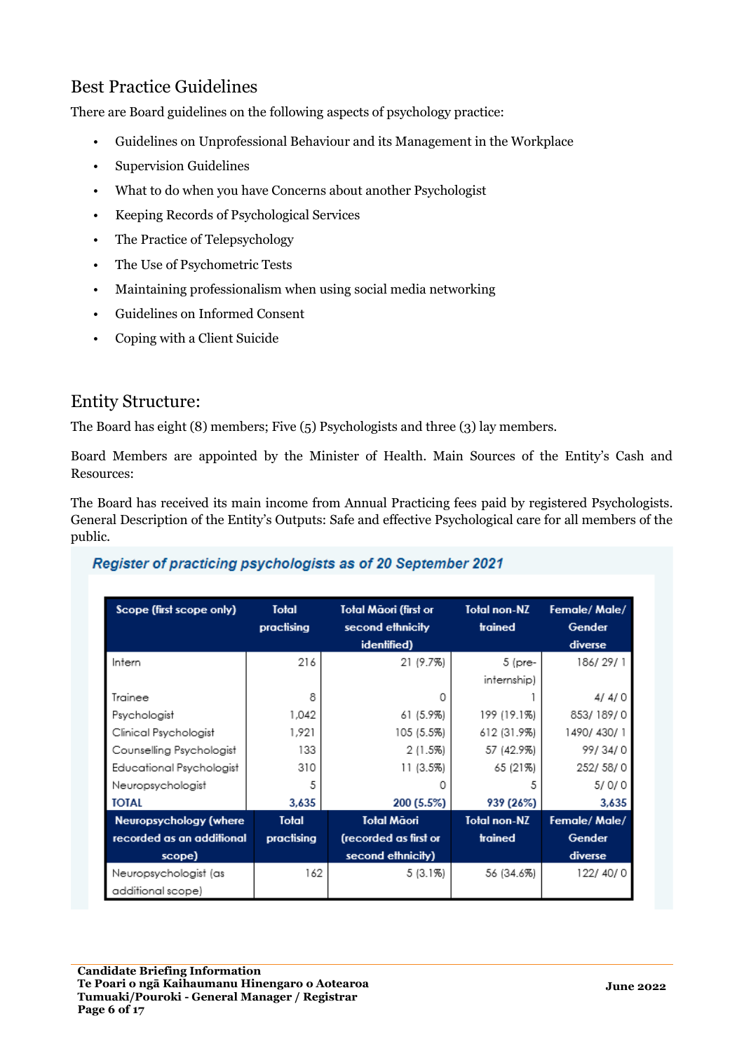## Best Practice Guidelines

There are Board guidelines on the following aspects of psychology practice:

- Guidelines on Unprofessional Behaviour and its Management in the Workplace
- Supervision Guidelines
- What to do when you have Concerns about another Psychologist
- Keeping Records of Psychological Services
- The Practice of Telepsychology
- The Use of Psychometric Tests
- Maintaining professionalism when using social media networking
- Guidelines on Informed Consent
- Coping with a Client Suicide

## Entity Structure:

The Board has eight (8) members; Five (5) Psychologists and three (3) lay members.

Board Members are appointed by the Minister of Health. Main Sources of the Entity's Cash and Resources:

The Board has received its main income from Annual Practicing fees paid by registered Psychologists. General Description of the Entity's Outputs: Safe and effective Psychological care for all members of the public.

***Register of practicing psychologists as of 20 September 2021***

| Scope (first scope only) | Total practising | Total Māori (first or second ethnicity identified) | Total non-NZ trained | Female/ Male/ Gender diverse |
|---|---|---|---|---|
| Intern | 216 | 21 (9.7%) | 5 (pre-internship) | 186/ 29/ 1 |
| Trainee | 8 | 0 | 1 | 4/ 4/ 0 |
| Psychologist | 1,042 | 61 (5.9%) | 199 (19.1%) | 853/ 189/ 0 |
| Clinical Psychologist | 1,921 | 105 (5.5%) | 612 (31.9%) | 1490/ 430/ 1 |
| Counselling Psychologist | 133 | 2 (1.5%) | 57 (42.9%) | 99/ 34/ 0 |
| Educational Psychologist | 310 | 11 (3.5%) | 65 (21%) | 252/ 58/ 0 |
| Neuropsychologist | 5 | 0 | 5 | 5/ 0/ 0 |
| **TOTAL** | **3,635** | **200 (5.5%)** | **939 (26%)** | **3,635** |
| **Neuropsychology (where recorded as an additional scope)** | **Total practising** | **Total Māori (recorded as first or second ethnicity)** | **Total non-NZ trained** | **Female/ Male/ Gender diverse** |
| Neuropsychologist (as additional scope) | 162 | 5 (3.1%) | 56 (34.6%) | 122/ 40/ 0 |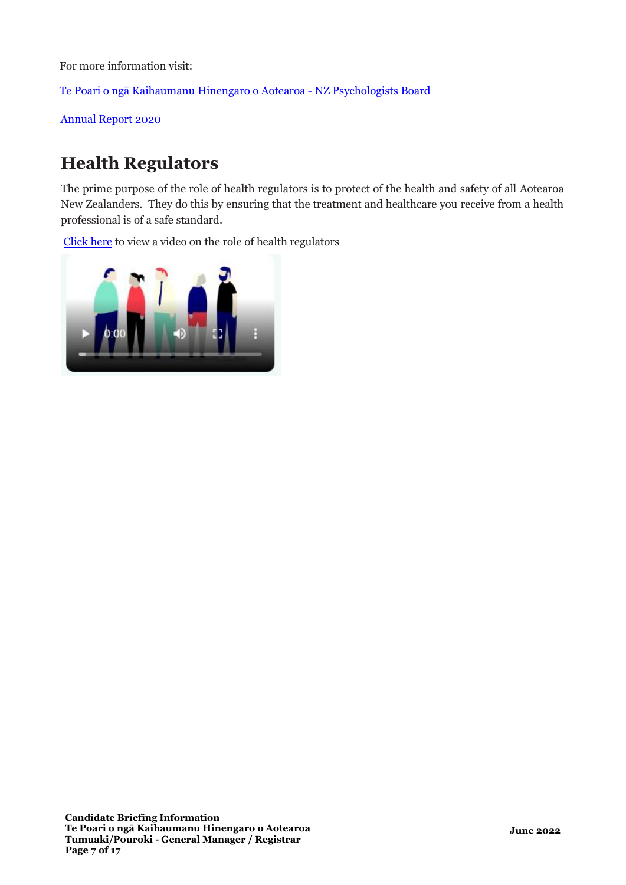For more information visit:

Te Poari o ngā Kaihaumanu Hinengaro o Aotearoa - NZ Psychologists Board

Annual Report 2020

## Health Regulators

The prime purpose of the role of health regulators is to protect of the health and safety of all Aotearoa New Zealanders. They do this by ensuring that the treatment and healthcare you receive from a health professional is of a safe standard.

Click here to view a video on the role of health regulators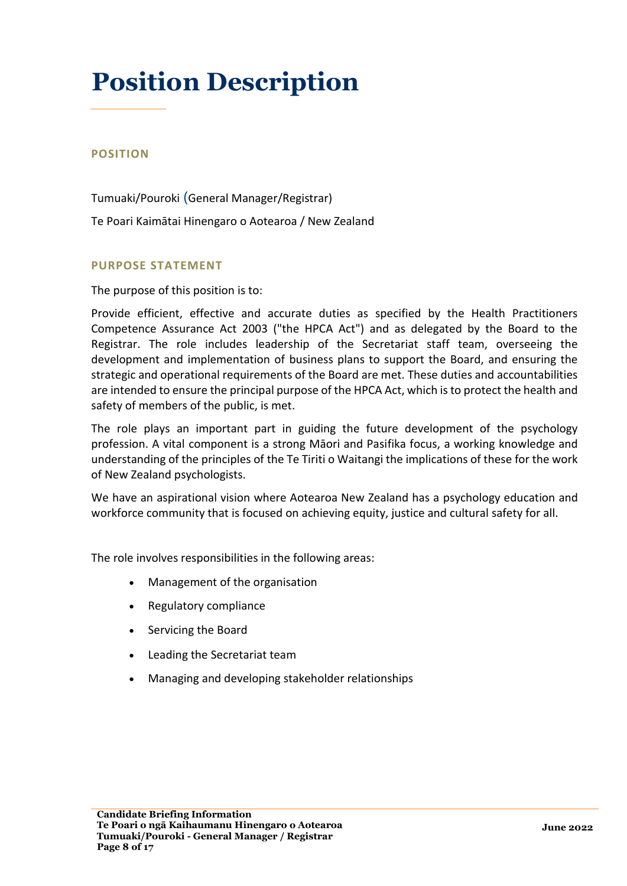# Position Description

## POSITION

Tumuaki/Pouroki (General Manager/Registrar)

Te Poari Kaimātai Hinengaro o Aotearoa / New Zealand

## PURPOSE STATEMENT

The purpose of this position is to:

Provide efficient, effective and accurate duties as specified by the Health Practitioners Competence Assurance Act 2003 ("the HPCA Act") and as delegated by the Board to the Registrar. The role includes leadership of the Secretariat staff team, overseeing the development and implementation of business plans to support the Board, and ensuring the strategic and operational requirements of the Board are met. These duties and accountabilities are intended to ensure the principal purpose of the HPCA Act, which is to protect the health and safety of members of the public, is met.

The role plays an important part in guiding the future development of the psychology profession. A vital component is a strong Māori and Pasifika focus, a working knowledge and understanding of the principles of the Te Tiriti o Waitangi the implications of these for the work of New Zealand psychologists.

We have an aspirational vision where Aotearoa New Zealand has a psychology education and workforce community that is focused on achieving equity, justice and cultural safety for all.

The role involves responsibilities in the following areas:

- Management of the organisation
- Regulatory compliance
- Servicing the Board
- Leading the Secretariat team
- Managing and developing stakeholder relationships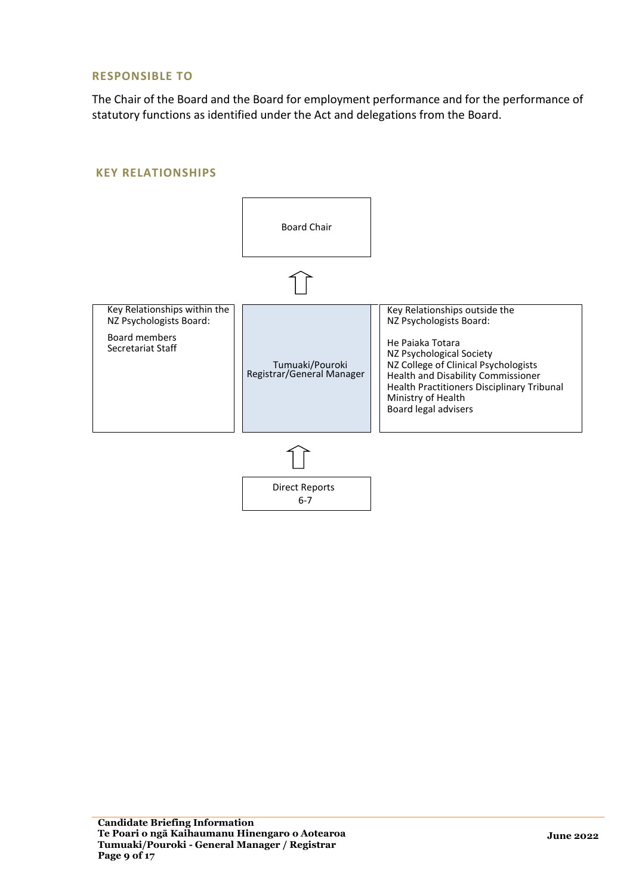## RESPONSIBLE TO

The Chair of the Board and the Board for employment performance and for the performance of statutory functions as identified under the Act and delegations from the Board.

## KEY RELATIONSHIPS

Board Chair

↑

| Key Relationships within the NZ Psychologists Board: | | Key Relationships outside the NZ Psychologists Board: |
|---|---|---|
| Board members<br>Secretariat Staff | Tumuaki/Pouroki<br>Registrar/General Manager | He Paiaka Totara<br>NZ Psychological Society<br>NZ College of Clinical Psychologists<br>Health and Disability Commissioner<br>Health Practitioners Disciplinary Tribunal<br>Ministry of Health<br>Board legal advisers |

↑

Direct Reports
6-7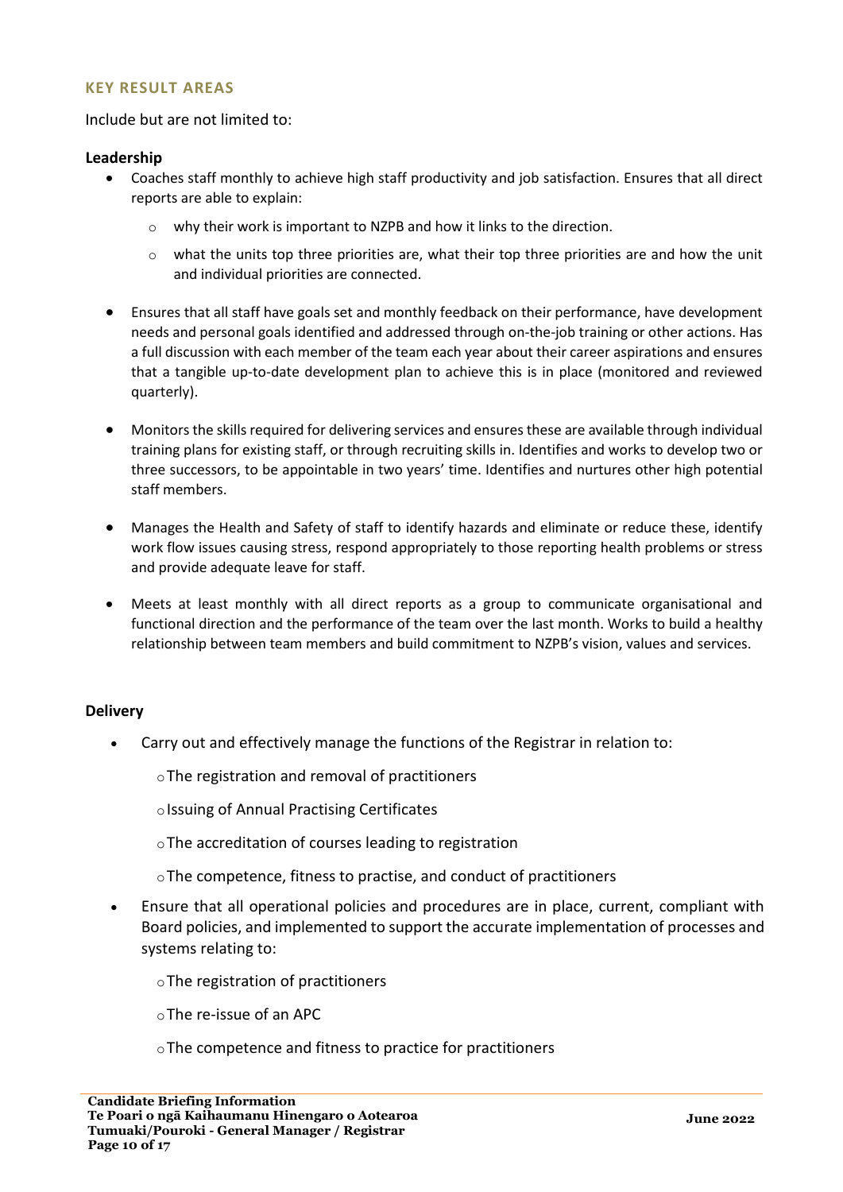## KEY RESULT AREAS

Include but are not limited to:

### Leadership

- Coaches staff monthly to achieve high staff productivity and job satisfaction. Ensures that all direct reports are able to explain:
  - why their work is important to NZPB and how it links to the direction.
  - what the units top three priorities are, what their top three priorities are and how the unit and individual priorities are connected.
- Ensures that all staff have goals set and monthly feedback on their performance, have development needs and personal goals identified and addressed through on-the-job training or other actions. Has a full discussion with each member of the team each year about their career aspirations and ensures that a tangible up-to-date development plan to achieve this is in place (monitored and reviewed quarterly).
- Monitors the skills required for delivering services and ensures these are available through individual training plans for existing staff, or through recruiting skills in. Identifies and works to develop two or three successors, to be appointable in two years' time. Identifies and nurtures other high potential staff members.
- Manages the Health and Safety of staff to identify hazards and eliminate or reduce these, identify work flow issues causing stress, respond appropriately to those reporting health problems or stress and provide adequate leave for staff.
- Meets at least monthly with all direct reports as a group to communicate organisational and functional direction and the performance of the team over the last month. Works to build a healthy relationship between team members and build commitment to NZPB's vision, values and services.

### Delivery

- Carry out and effectively manage the functions of the Registrar in relation to:
  - The registration and removal of practitioners
  - Issuing of Annual Practising Certificates
  - The accreditation of courses leading to registration
  - The competence, fitness to practise, and conduct of practitioners
- Ensure that all operational policies and procedures are in place, current, compliant with Board policies, and implemented to support the accurate implementation of processes and systems relating to:
  - The registration of practitioners
  - The re-issue of an APC
  - The competence and fitness to practice for practitioners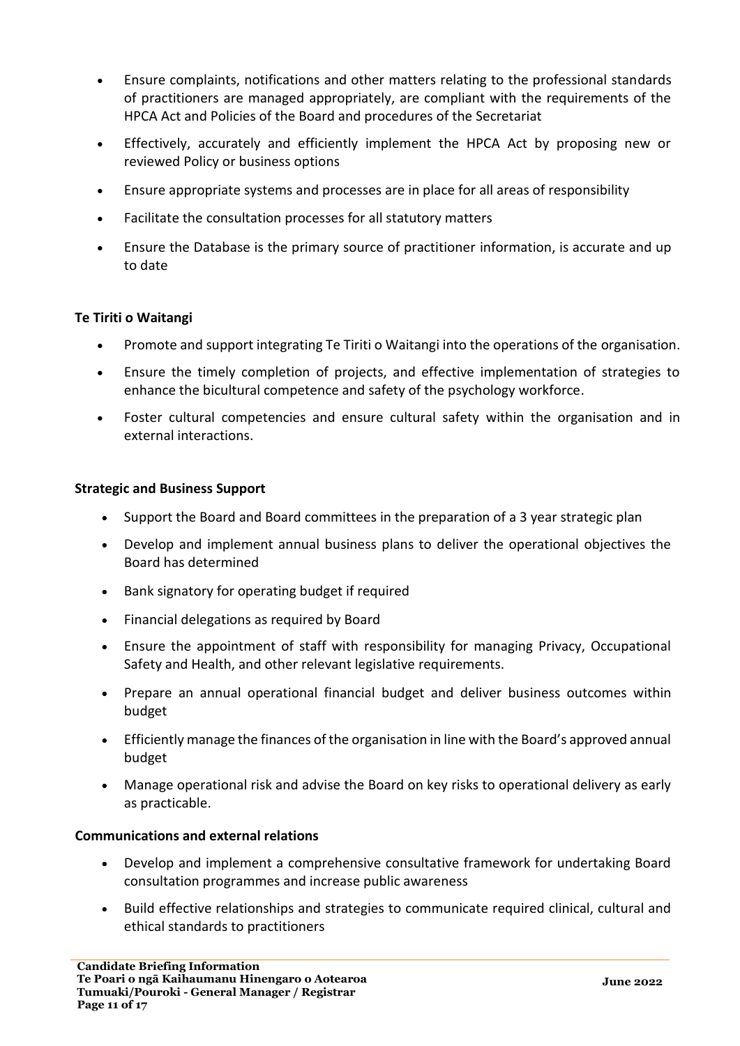- Ensure complaints, notifications and other matters relating to the professional standards of practitioners are managed appropriately, are compliant with the requirements of the HPCA Act and Policies of the Board and procedures of the Secretariat
- Effectively, accurately and efficiently implement the HPCA Act by proposing new or reviewed Policy or business options
- Ensure appropriate systems and processes are in place for all areas of responsibility
- Facilitate the consultation processes for all statutory matters
- Ensure the Database is the primary source of practitioner information, is accurate and up to date

**Te Tiriti o Waitangi**

- Promote and support integrating Te Tiriti o Waitangi into the operations of the organisation.
- Ensure the timely completion of projects, and effective implementation of strategies to enhance the bicultural competence and safety of the psychology workforce.
- Foster cultural competencies and ensure cultural safety within the organisation and in external interactions.

**Strategic and Business Support**

- Support the Board and Board committees in the preparation of a 3 year strategic plan
- Develop and implement annual business plans to deliver the operational objectives the Board has determined
- Bank signatory for operating budget if required
- Financial delegations as required by Board
- Ensure the appointment of staff with responsibility for managing Privacy, Occupational Safety and Health, and other relevant legislative requirements.
- Prepare an annual operational financial budget and deliver business outcomes within budget
- Efficiently manage the finances of the organisation in line with the Board's approved annual budget
- Manage operational risk and advise the Board on key risks to operational delivery as early as practicable.

**Communications and external relations**

- Develop and implement a comprehensive consultative framework for undertaking Board consultation programmes and increase public awareness
- Build effective relationships and strategies to communicate required clinical, cultural and ethical standards to practitioners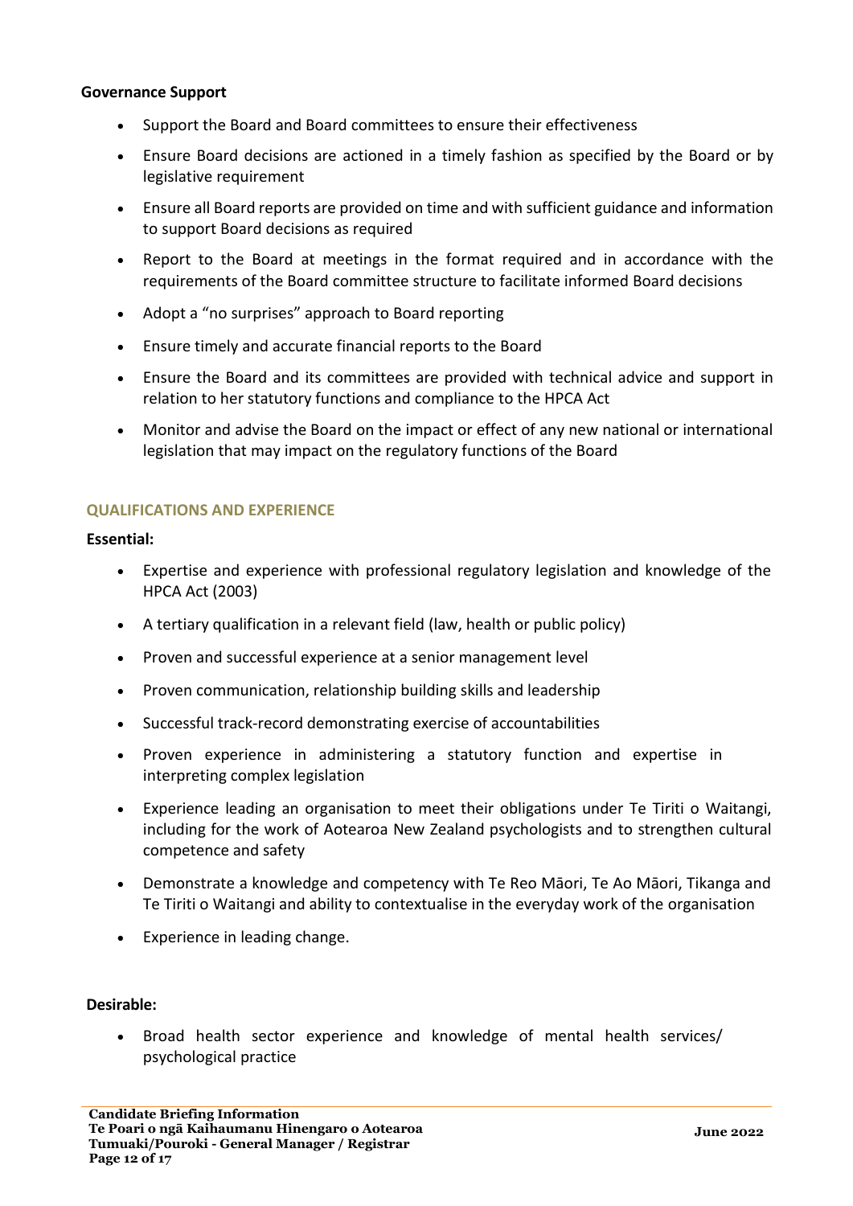**Governance Support**

- Support the Board and Board committees to ensure their effectiveness
- Ensure Board decisions are actioned in a timely fashion as specified by the Board or by legislative requirement
- Ensure all Board reports are provided on time and with sufficient guidance and information to support Board decisions as required
- Report to the Board at meetings in the format required and in accordance with the requirements of the Board committee structure to facilitate informed Board decisions
- Adopt a "no surprises" approach to Board reporting
- Ensure timely and accurate financial reports to the Board
- Ensure the Board and its committees are provided with technical advice and support in relation to her statutory functions and compliance to the HPCA Act
- Monitor and advise the Board on the impact or effect of any new national or international legislation that may impact on the regulatory functions of the Board

## QUALIFICATIONS AND EXPERIENCE

**Essential:**

- Expertise and experience with professional regulatory legislation and knowledge of the HPCA Act (2003)
- A tertiary qualification in a relevant field (law, health or public policy)
- Proven and successful experience at a senior management level
- Proven communication, relationship building skills and leadership
- Successful track-record demonstrating exercise of accountabilities
- Proven experience in administering a statutory function and expertise in interpreting complex legislation
- Experience leading an organisation to meet their obligations under Te Tiriti o Waitangi, including for the work of Aotearoa New Zealand psychologists and to strengthen cultural competence and safety
- Demonstrate a knowledge and competency with Te Reo Māori, Te Ao Māori, Tikanga and Te Tiriti o Waitangi and ability to contextualise in the everyday work of the organisation
- Experience in leading change.

**Desirable:**

- Broad health sector experience and knowledge of mental health services/ psychological practice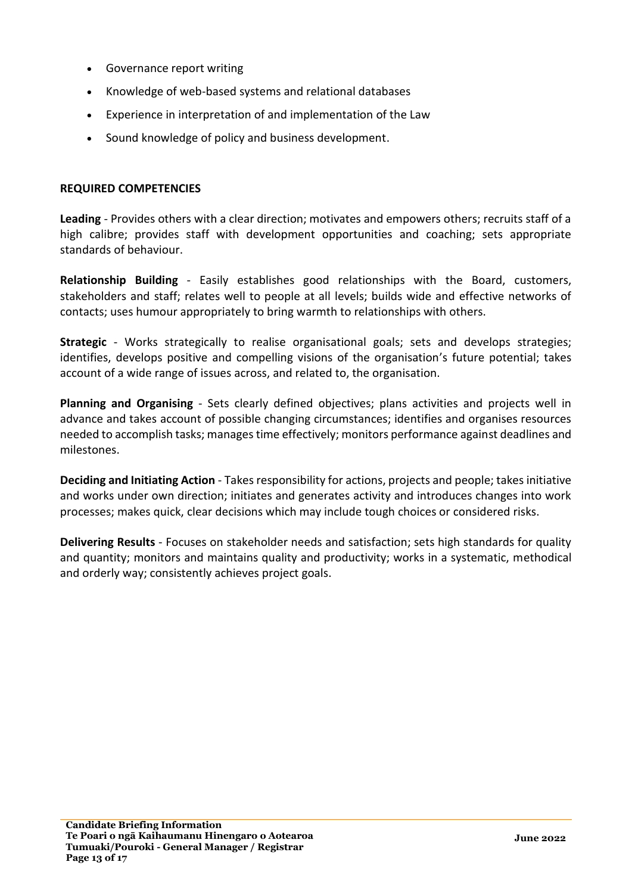- Governance report writing
- Knowledge of web-based systems and relational databases
- Experience in interpretation of and implementation of the Law
- Sound knowledge of policy and business development.

**REQUIRED COMPETENCIES**

**Leading** - Provides others with a clear direction; motivates and empowers others; recruits staff of a high calibre; provides staff with development opportunities and coaching; sets appropriate standards of behaviour.

**Relationship Building** - Easily establishes good relationships with the Board, customers, stakeholders and staff; relates well to people at all levels; builds wide and effective networks of contacts; uses humour appropriately to bring warmth to relationships with others.

**Strategic** - Works strategically to realise organisational goals; sets and develops strategies; identifies, develops positive and compelling visions of the organisation's future potential; takes account of a wide range of issues across, and related to, the organisation.

**Planning and Organising** - Sets clearly defined objectives; plans activities and projects well in advance and takes account of possible changing circumstances; identifies and organises resources needed to accomplish tasks; manages time effectively; monitors performance against deadlines and milestones.

**Deciding and Initiating Action** - Takes responsibility for actions, projects and people; takes initiative and works under own direction; initiates and generates activity and introduces changes into work processes; makes quick, clear decisions which may include tough choices or considered risks.

**Delivering Results** - Focuses on stakeholder needs and satisfaction; sets high standards for quality and quantity; monitors and maintains quality and productivity; works in a systematic, methodical and orderly way; consistently achieves project goals.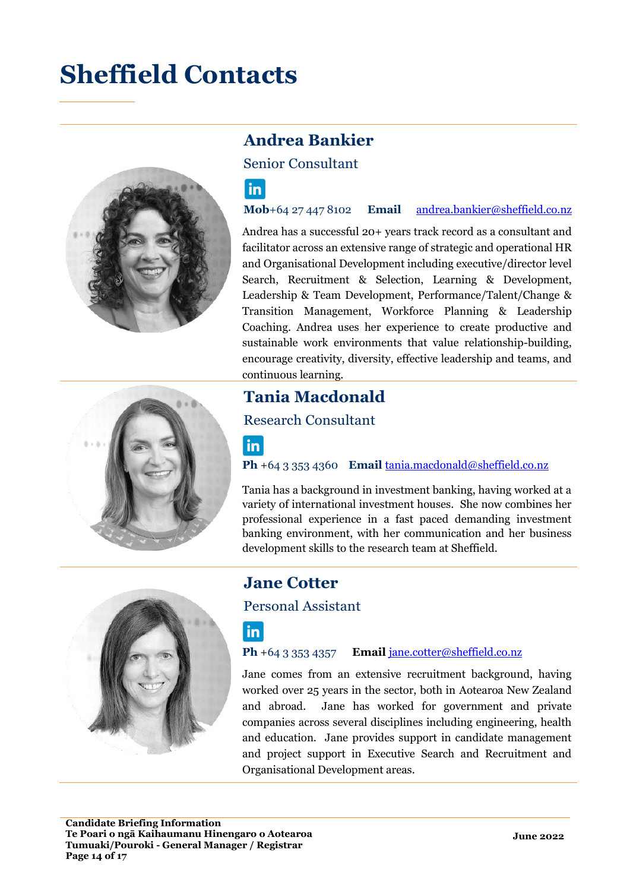# Sheffield Contacts

## Andrea Bankier

Senior Consultant

**Mob**+64 27 447 8102 **Email** andrea.bankier@sheffield.co.nz

Andrea has a successful 20+ years track record as a consultant and facilitator across an extensive range of strategic and operational HR and Organisational Development including executive/director level Search, Recruitment & Selection, Learning & Development, Leadership & Team Development, Performance/Talent/Change & Transition Management, Workforce Planning & Leadership Coaching. Andrea uses her experience to create productive and sustainable work environments that value relationship-building, encourage creativity, diversity, effective leadership and teams, and continuous learning.

## Tania Macdonald

Research Consultant

**Ph** +64 3 353 4360 **Email** tania.macdonald@sheffield.co.nz

Tania has a background in investment banking, having worked at a variety of international investment houses. She now combines her professional experience in a fast paced demanding investment banking environment, with her communication and her business development skills to the research team at Sheffield.

## Jane Cotter

Personal Assistant

**Ph** +64 3 353 4357 **Email** jane.cotter@sheffield.co.nz

Jane comes from an extensive recruitment background, having worked over 25 years in the sector, both in Aotearoa New Zealand and abroad. Jane has worked for government and private companies across several disciplines including engineering, health and education. Jane provides support in candidate management and project support in Executive Search and Recruitment and Organisational Development areas.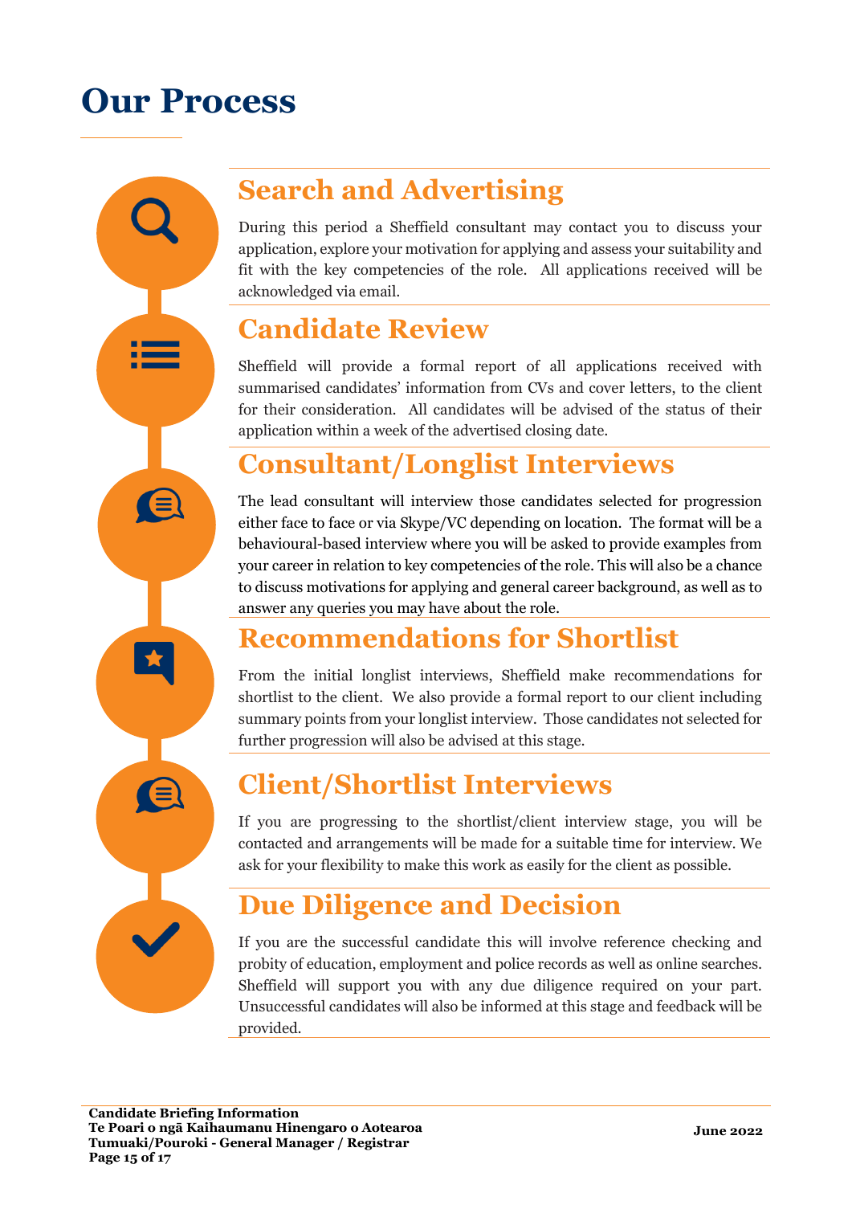# Our Process

## Search and Advertising

During this period a Sheffield consultant may contact you to discuss your application, explore your motivation for applying and assess your suitability and fit with the key competencies of the role. All applications received will be acknowledged via email.

## Candidate Review

Sheffield will provide a formal report of all applications received with summarised candidates' information from CVs and cover letters, to the client for their consideration. All candidates will be advised of the status of their application within a week of the advertised closing date.

## Consultant/Longlist Interviews

The lead consultant will interview those candidates selected for progression either face to face or via Skype/VC depending on location. The format will be a behavioural-based interview where you will be asked to provide examples from your career in relation to key competencies of the role. This will also be a chance to discuss motivations for applying and general career background, as well as to answer any queries you may have about the role.

## Recommendations for Shortlist

From the initial longlist interviews, Sheffield make recommendations for shortlist to the client. We also provide a formal report to our client including summary points from your longlist interview. Those candidates not selected for further progression will also be advised at this stage.

## Client/Shortlist Interviews

If you are progressing to the shortlist/client interview stage, you will be contacted and arrangements will be made for a suitable time for interview. We ask for your flexibility to make this work as easily for the client as possible.

## Due Diligence and Decision

If you are the successful candidate this will involve reference checking and probity of education, employment and police records as well as online searches. Sheffield will support you with any due diligence required on your part. Unsuccessful candidates will also be informed at this stage and feedback will be provided.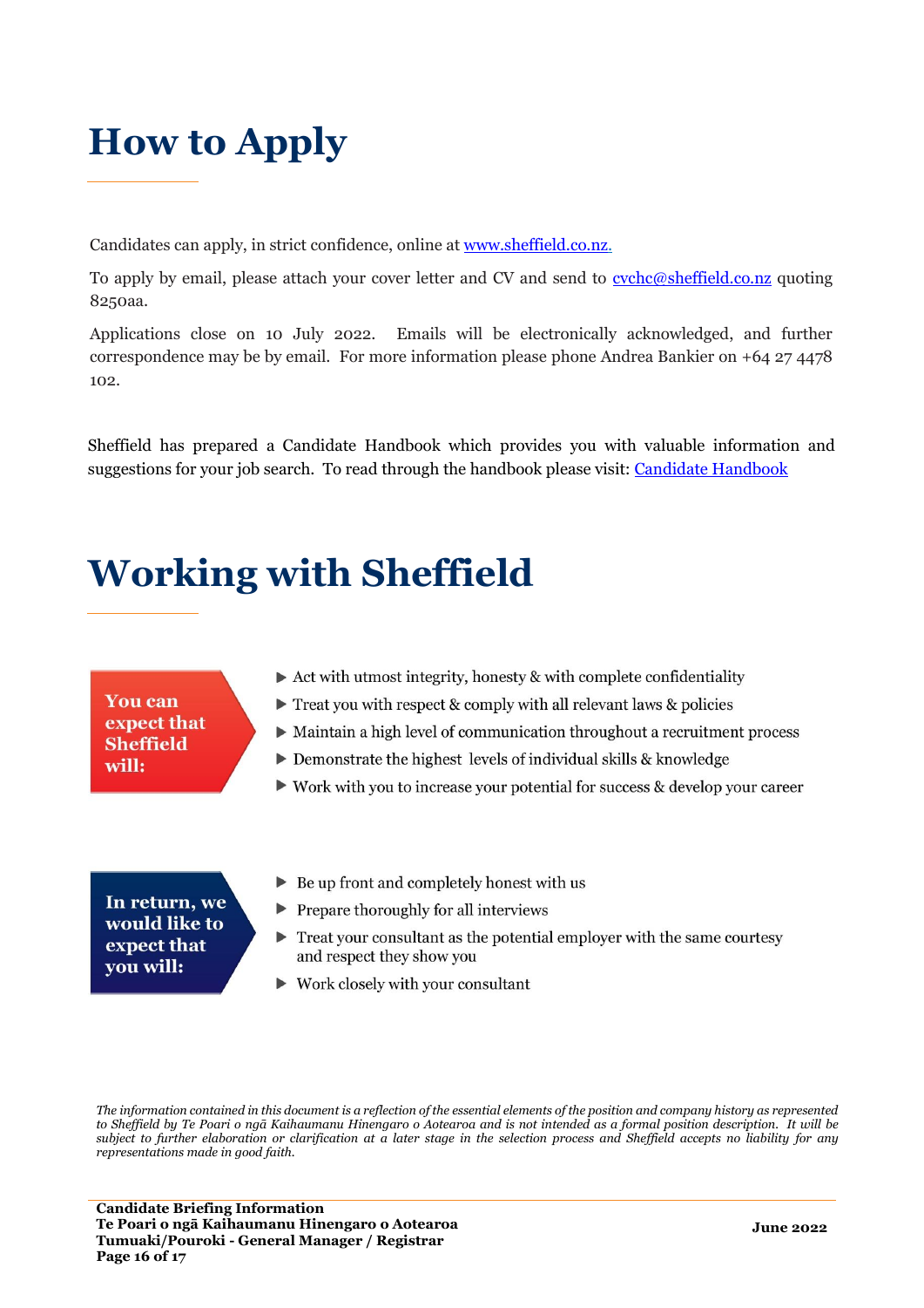# How to Apply

Candidates can apply, in strict confidence, online at www.sheffield.co.nz.

To apply by email, please attach your cover letter and CV and send to cvchc@sheffield.co.nz quoting 8250aa.

Applications close on 10 July 2022. Emails will be electronically acknowledged, and further correspondence may be by email. For more information please phone Andrea Bankier on +64 27 4478 102.

Sheffield has prepared a Candidate Handbook which provides you with valuable information and suggestions for your job search. To read through the handbook please visit: Candidate Handbook

# Working with Sheffield

**You can expect that Sheffield will:**

- Act with utmost integrity, honesty & with complete confidentiality
- Treat you with respect & comply with all relevant laws & policies
- Maintain a high level of communication throughout a recruitment process
- Demonstrate the highest levels of individual skills & knowledge
- Work with you to increase your potential for success & develop your career

**In return, we would like to expect that you will:**

- Be up front and completely honest with us
- Prepare thoroughly for all interviews
- Treat your consultant as the potential employer with the same courtesy and respect they show you
- Work closely with your consultant

*The information contained in this document is a reflection of the essential elements of the position and company history as represented to Sheffield by Te Poari o ngā Kaihaumanu Hinengaro o Aotearoa and is not intended as a formal position description. It will be subject to further elaboration or clarification at a later stage in the selection process and Sheffield accepts no liability for any representations made in good faith.*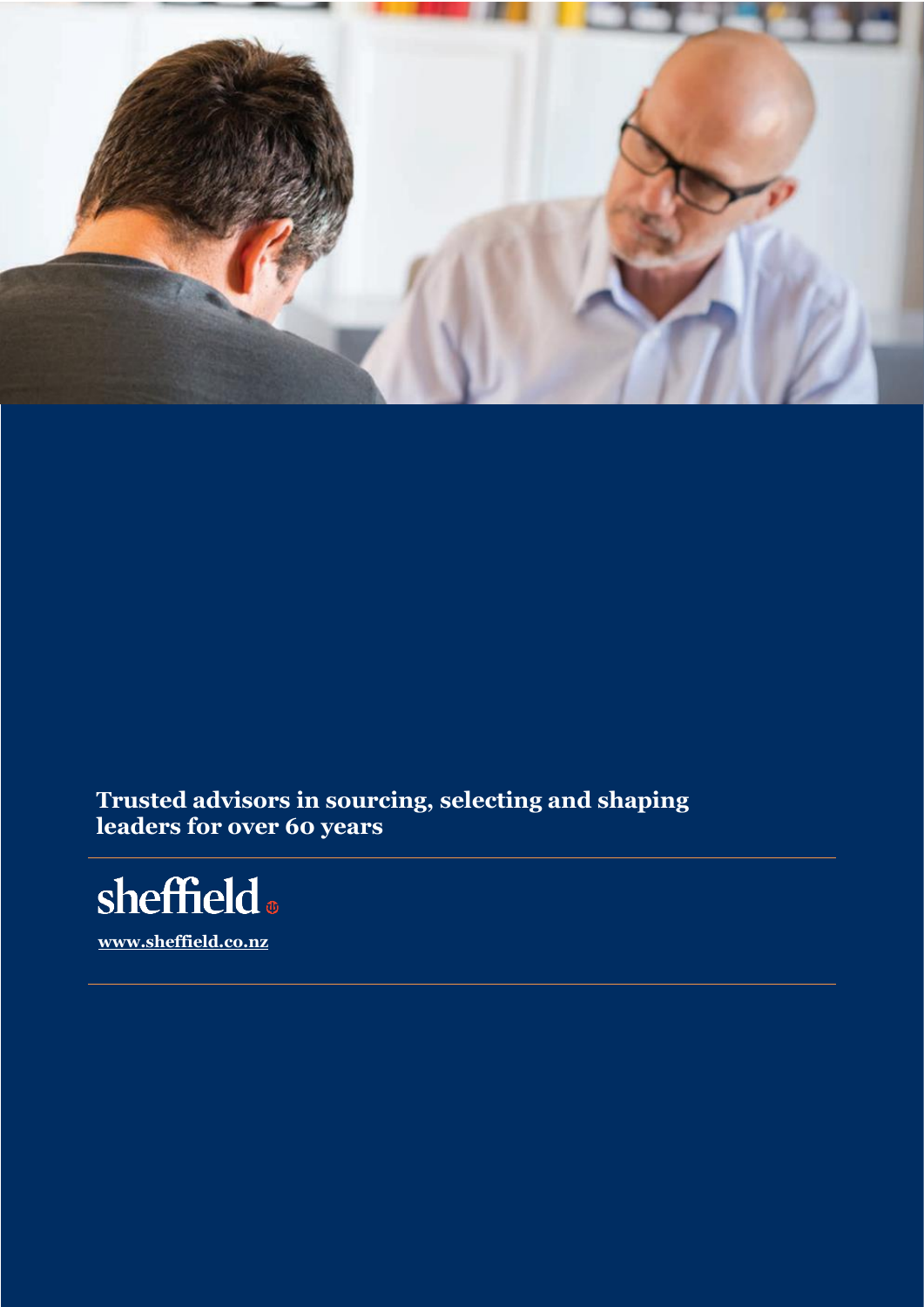**Trusted advisors in sourcing, selecting and shaping leaders for over 60 years**

sheffield

www.sheffield.co.nz